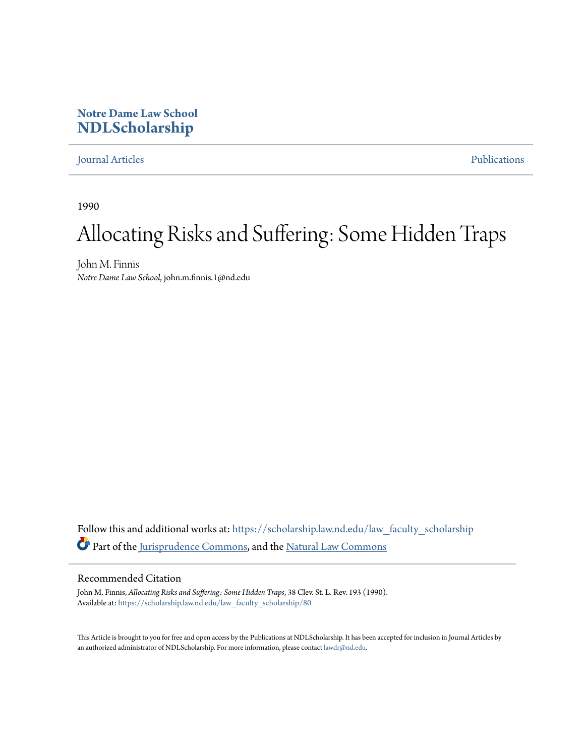Notre Dame Law School
**NDLScholarship**

Journal Articles | Publications

1990

# Allocating Risks and Suffering: Some Hidden Traps

John M. Finnis
*Notre Dame Law School*, john.m.finnis.1@nd.edu

Follow this and additional works at: https://scholarship.law.nd.edu/law_faculty_scholarship

Part of the Jurisprudence Commons, and the Natural Law Commons

## Recommended Citation

John M. Finnis, *Allocating Risks and Suffering: Some Hidden Traps*, 38 Clev. St. L. Rev. 193 (1990).
Available at: https://scholarship.law.nd.edu/law_faculty_scholarship/80

This Article is brought to you for free and open access by the Publications at NDLScholarship. It has been accepted for inclusion in Journal Articles by an authorized administrator of NDLScholarship. For more information, please contact lawdr@nd.edu.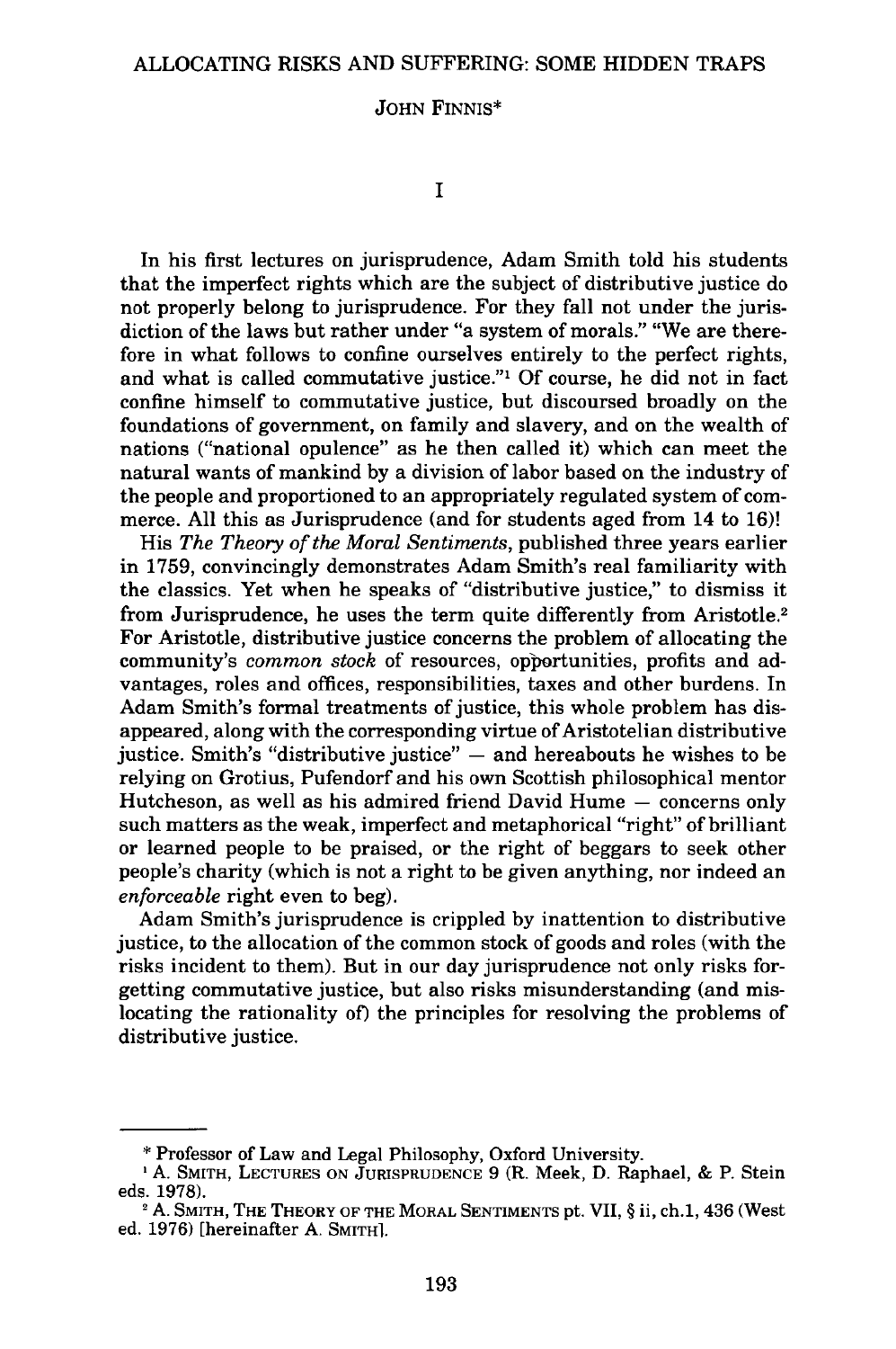# ALLOCATING RISKS AND SUFFERING: SOME HIDDEN TRAPS

JOHN FINNIS*

## I

In his first lectures on jurisprudence, Adam Smith told his students that the imperfect rights which are the subject of distributive justice do not properly belong to jurisprudence. For they fall not under the jurisdiction of the laws but rather under "a system of morals." "We are therefore in what follows to confine ourselves entirely to the perfect rights, and what is called commutative justice."[1] Of course, he did not in fact confine himself to commutative justice, but discoursed broadly on the foundations of government, on family and slavery, and on the wealth of nations ("national opulence" as he then called it) which can meet the natural wants of mankind by a division of labor based on the industry of the people and proportioned to an appropriately regulated system of commerce. All this as Jurisprudence (and for students aged from 14 to 16)!

His *The Theory of the Moral Sentiments*, published three years earlier in 1759, convincingly demonstrates Adam Smith's real familiarity with the classics. Yet when he speaks of "distributive justice," to dismiss it from Jurisprudence, he uses the term quite differently from Aristotle.[2] For Aristotle, distributive justice concerns the problem of allocating the community's *common stock* of resources, opportunities, profits and advantages, roles and offices, responsibilities, taxes and other burdens. In Adam Smith's formal treatments of justice, this whole problem has disappeared, along with the corresponding virtue of Aristotelian distributive justice. Smith's "distributive justice" — and hereabouts he wishes to be relying on Grotius, Pufendorf and his own Scottish philosophical mentor Hutcheson, as well as his admired friend David Hume — concerns only such matters as the weak, imperfect and metaphorical "right" of brilliant or learned people to be praised, or the right of beggars to seek other people's charity (which is not a right to be given anything, nor indeed an *enforceable* right even to beg).

Adam Smith's jurisprudence is crippled by inattention to distributive justice, to the allocation of the common stock of goods and roles (with the risks incident to them). But in our day jurisprudence not only risks forgetting commutative justice, but also risks misunderstanding (and mislocating the rationality of) the principles for resolving the problems of distributive justice.

---

\* Professor of Law and Legal Philosophy, Oxford University.

[1] A. SMITH, LECTURES ON JURISPRUDENCE 9 (R. Meek, D. Raphael, & P. Stein eds. 1978).

[2] A. SMITH, THE THEORY OF THE MORAL SENTIMENTS pt. VII, § ii, ch.1, 436 (West ed. 1976) [hereinafter A. SMITH].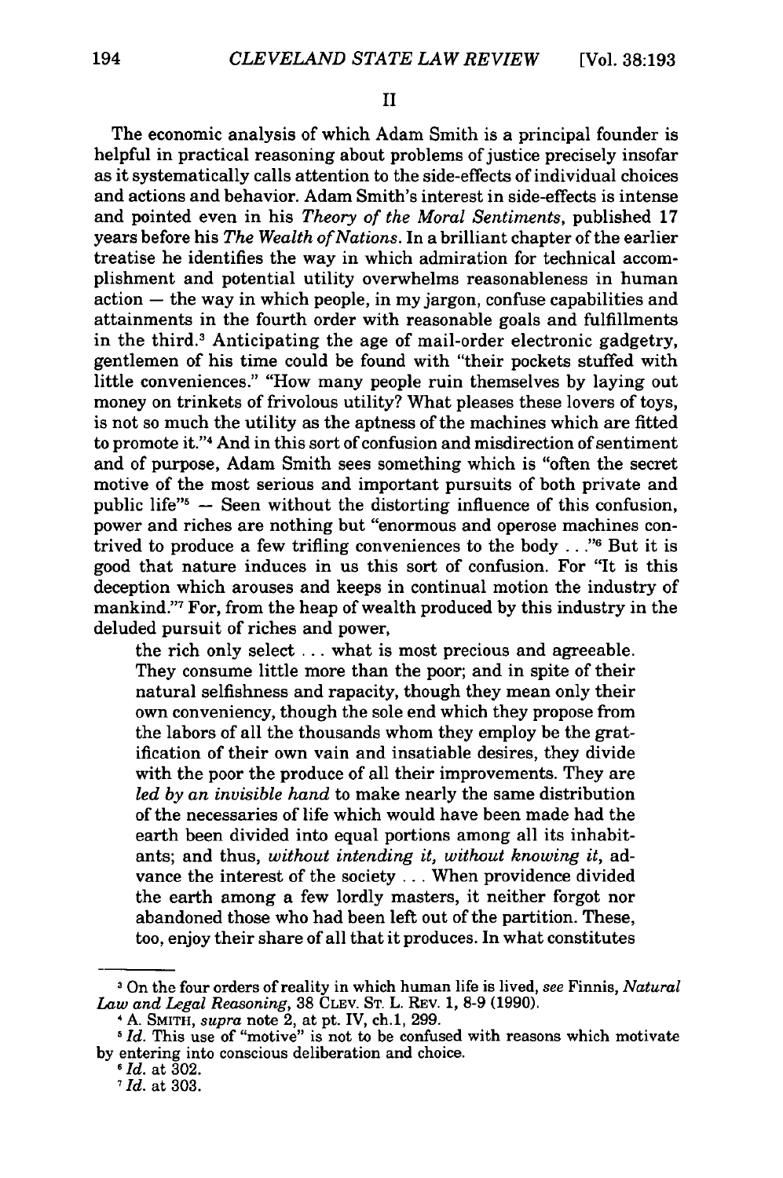## II

The economic analysis of which Adam Smith is a principal founder is helpful in practical reasoning about problems of justice precisely insofar as it systematically calls attention to the side-effects of individual choices and actions and behavior. Adam Smith's interest in side-effects is intense and pointed even in his *Theory of the Moral Sentiments*, published 17 years before his *The Wealth of Nations*. In a brilliant chapter of the earlier treatise he identifies the way in which admiration for technical accomplishment and potential utility overwhelms reasonableness in human action — the way in which people, in my jargon, confuse capabilities and attainments in the fourth order with reasonable goals and fulfillments in the third.[3] Anticipating the age of mail-order electronic gadgetry, gentlemen of his time could be found with "their pockets stuffed with little conveniences." "How many people ruin themselves by laying out money on trinkets of frivolous utility? What pleases these lovers of toys, is not so much the utility as the aptness of the machines which are fitted to promote it."[4] And in this sort of confusion and misdirection of sentiment and of purpose, Adam Smith sees something which is "often the secret motive of the most serious and important pursuits of both private and public life"[5] — Seen without the distorting influence of this confusion, power and riches are nothing but "enormous and operose machines contrived to produce a few trifling conveniences to the body . . ."[6] But it is good that nature induces in us this sort of confusion. For "It is this deception which arouses and keeps in continual motion the industry of mankind."[7] For, from the heap of wealth produced by this industry in the deluded pursuit of riches and power,

> the rich only select . . . what is most precious and agreeable. They consume little more than the poor; and in spite of their natural selfishness and rapacity, though they mean only their own conveniency, though the sole end which they propose from the labors of all the thousands whom they employ be the gratification of their own vain and insatiable desires, they divide with the poor the produce of all their improvements. They are *led by an invisible hand* to make nearly the same distribution of the necessaries of life which would have been made had the earth been divided into equal portions among all its inhabitants; and thus, *without intending it, without knowing it,* advance the interest of the society . . . When providence divided the earth among a few lordly masters, it neither forgot nor abandoned those who had been left out of the partition. These, too, enjoy their share of all that it produces. In what constitutes

---

[3] On the four orders of reality in which human life is lived, *see* Finnis, *Natural Law and Legal Reasoning*, 38 CLEV. ST. L. REV. 1, 8-9 (1990).

[4] A. SMITH, *supra* note 2, at pt. IV, ch.1, 299.

[5] *Id.* This use of "motive" is not to be confused with reasons which motivate by entering into conscious deliberation and choice.

[6] *Id.* at 302.

[7] *Id.* at 303.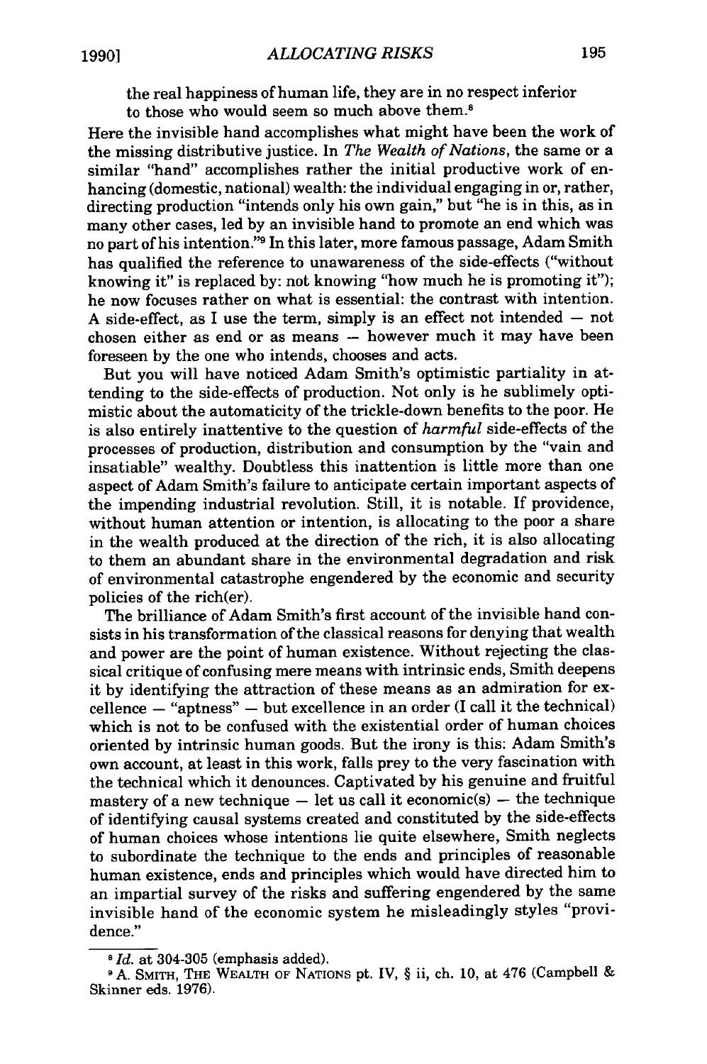> the real happiness of human life, they are in no respect inferior to those who would seem so much above them.[8]

Here the invisible hand accomplishes what might have been the work of the missing distributive justice. In *The Wealth of Nations*, the same or a similar "hand" accomplishes rather the initial productive work of enhancing (domestic, national) wealth: the individual engaging in or, rather, directing production "intends only his own gain," but "he is in this, as in many other cases, led by an invisible hand to promote an end which was no part of his intention."[9] In this later, more famous passage, Adam Smith has qualified the reference to unawareness of the side-effects ("without knowing it" is replaced by: not knowing "how much he is promoting it"); he now focuses rather on what is essential: the contrast with intention. A side-effect, as I use the term, simply is an effect not intended — not chosen either as end or as means — however much it may have been foreseen by the one who intends, chooses and acts.

But you will have noticed Adam Smith's optimistic partiality in attending to the side-effects of production. Not only is he sublimely optimistic about the automaticity of the trickle-down benefits to the poor. He is also entirely inattentive to the question of *harmful* side-effects of the processes of production, distribution and consumption by the "vain and insatiable" wealthy. Doubtless this inattention is little more than one aspect of Adam Smith's failure to anticipate certain important aspects of the impending industrial revolution. Still, it is notable. If providence, without human attention or intention, is allocating to the poor a share in the wealth produced at the direction of the rich, it is also allocating to them an abundant share in the environmental degradation and risk of environmental catastrophe engendered by the economic and security policies of the rich(er).

The brilliance of Adam Smith's first account of the invisible hand consists in his transformation of the classical reasons for denying that wealth and power are the point of human existence. Without rejecting the classical critique of confusing mere means with intrinsic ends, Smith deepens it by identifying the attraction of these means as an admiration for excellence — "aptness" — but excellence in an order (I call it the technical) which is not to be confused with the existential order of human choices oriented by intrinsic human goods. But the irony is this: Adam Smith's own account, at least in this work, falls prey to the very fascination with the technical which it denounces. Captivated by his genuine and fruitful mastery of a new technique — let us call it economic(s) — the technique of identifying causal systems created and constituted by the side-effects of human choices whose intentions lie quite elsewhere, Smith neglects to subordinate the technique to the ends and principles of reasonable human existence, ends and principles which would have directed him to an impartial survey of the risks and suffering engendered by the same invisible hand of the economic system he misleadingly styles "providence."

---

[8] *Id.* at 304-305 (emphasis added).

[9] A. SMITH, THE WEALTH OF NATIONS pt. IV, § ii, ch. 10, at 476 (Campbell & Skinner eds. 1976).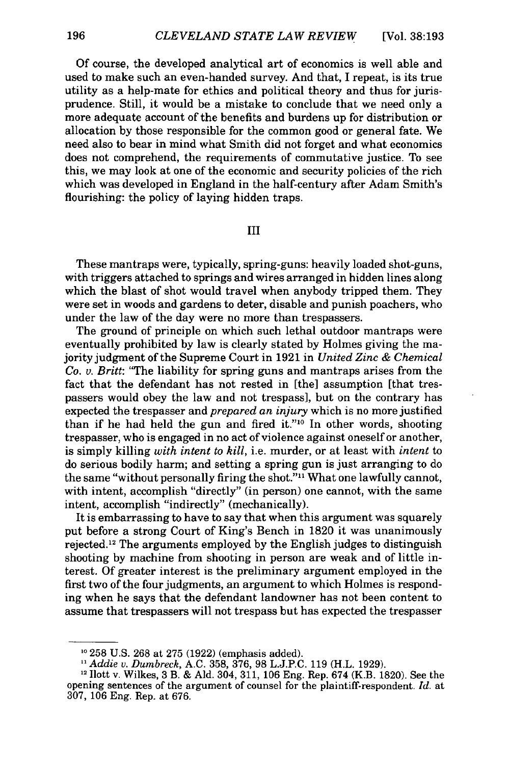Of course, the developed analytical art of economics is well able and used to make such an even-handed survey. And that, I repeat, is its true utility as a help-mate for ethics and political theory and thus for jurisprudence. Still, it would be a mistake to conclude that we need only a more adequate account of the benefits and burdens up for distribution or allocation by those responsible for the common good or general fate. We need also to bear in mind what Smith did not forget and what economics does not comprehend, the requirements of commutative justice. To see this, we may look at one of the economic and security policies of the rich which was developed in England in the half-century after Adam Smith's flourishing: the policy of laying hidden traps.

## III

These mantraps were, typically, spring-guns: heavily loaded shot-guns, with triggers attached to springs and wires arranged in hidden lines along which the blast of shot would travel when anybody tripped them. They were set in woods and gardens to deter, disable and punish poachers, who under the law of the day were no more than trespassers.

The ground of principle on which such lethal outdoor mantraps were eventually prohibited by law is clearly stated by Holmes giving the majority judgment of the Supreme Court in 1921 in *United Zinc & Chemical Co. v. Britt*: "The liability for spring guns and mantraps arises from the fact that the defendant has not rested in [the] assumption [that trespassers would obey the law and not trespass], but on the contrary has expected the trespasser and *prepared an injury* which is no more justified than if he had held the gun and fired it."[10] In other words, shooting trespasser, who is engaged in no act of violence against oneself or another, is simply killing *with intent to kill*, i.e. murder, or at least with *intent* to do serious bodily harm; and setting a spring gun is just arranging to do the same "without personally firing the shot."[11] What one lawfully cannot, with intent, accomplish "directly" (in person) one cannot, with the same intent, accomplish "indirectly" (mechanically).

It is embarrassing to have to say that when this argument was squarely put before a strong Court of King's Bench in 1820 it was unanimously rejected.[12] The arguments employed by the English judges to distinguish shooting by machine from shooting in person are weak and of little interest. Of greater interest is the preliminary argument employed in the first two of the four judgments, an argument to which Holmes is responding when he says that the defendant landowner has not been content to assume that trespassers will not trespass but has expected the trespasser

---

[10] 258 U.S. 268 at 275 (1922) (emphasis added).

[11] *Addie v. Dumbreck*, A.C. 358, 376, 98 L.J.P.C. 119 (H.L. 1929).

[12] Ilott v. Wilkes, 3 B. & Ald. 304, 311, 106 Eng. Rep. 674 (K.B. 1820). See the opening sentences of the argument of counsel for the plaintiff-respondent. *Id.* at 307, 106 Eng. Rep. at 676.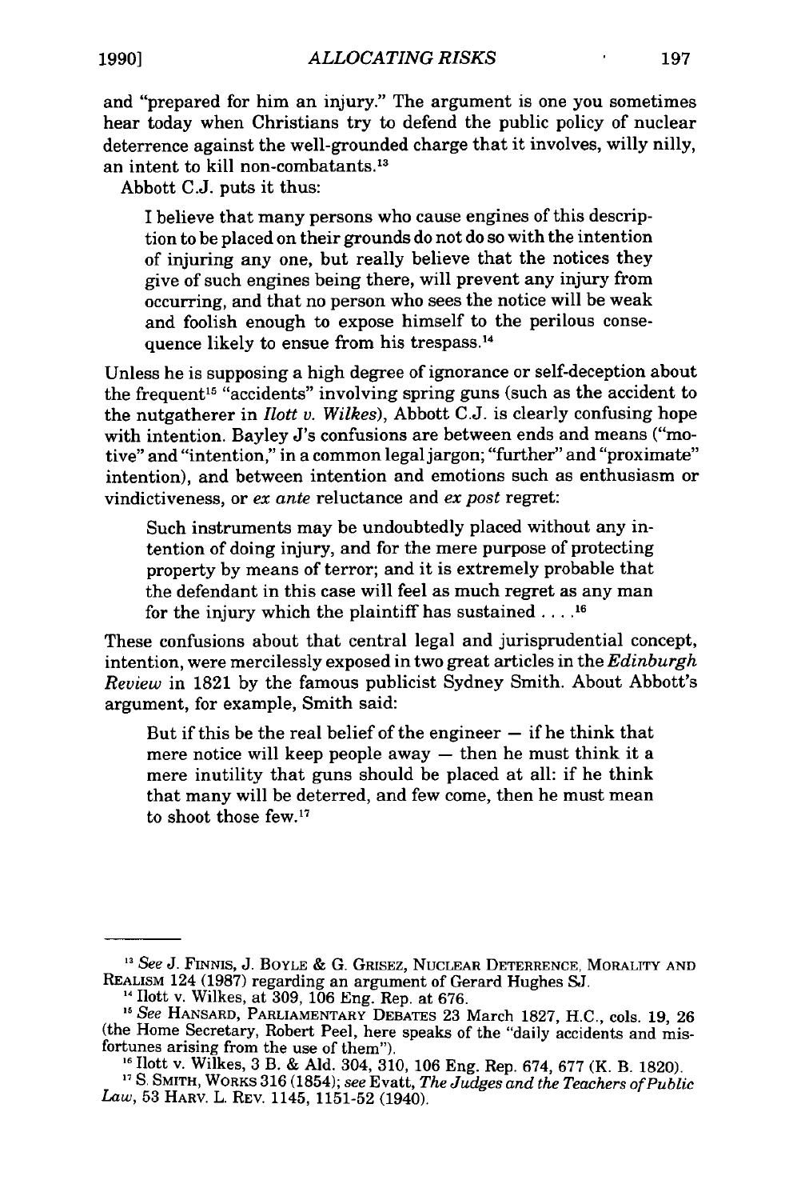and "prepared for him an injury." The argument is one you sometimes hear today when Christians try to defend the public policy of nuclear deterrence against the well-grounded charge that it involves, willy nilly, an intent to kill non-combatants.[13]

Abbott C.J. puts it thus:

> I believe that many persons who cause engines of this description to be placed on their grounds do not do so with the intention of injuring any one, but really believe that the notices they give of such engines being there, will prevent any injury from occurring, and that no person who sees the notice will be weak and foolish enough to expose himself to the perilous consequence likely to ensue from his trespass.[14]

Unless he is supposing a high degree of ignorance or self-deception about the frequent[15] "accidents" involving spring guns (such as the accident to the nutgatherer in *Ilott v. Wilkes*), Abbott C.J. is clearly confusing hope with intention. Bayley J's confusions are between ends and means ("motive" and "intention," in a common legal jargon; "further" and "proximate" intention), and between intention and emotions such as enthusiasm or vindictiveness, or *ex ante* reluctance and *ex post* regret:

> Such instruments may be undoubtedly placed without any intention of doing injury, and for the mere purpose of protecting property by means of terror; and it is extremely probable that the defendant in this case will feel as much regret as any man for the injury which the plaintiff has sustained . . . .[16]

These confusions about that central legal and jurisprudential concept, intention, were mercilessly exposed in two great articles in the *Edinburgh Review* in 1821 by the famous publicist Sydney Smith. About Abbott's argument, for example, Smith said:

> But if this be the real belief of the engineer — if he think that mere notice will keep people away — then he must think it a mere inutility that guns should be placed at all: if he think that many will be deterred, and few come, then he must mean to shoot those few.[17]

---

[13] *See* J. FINNIS, J. BOYLE & G. GRISEZ, NUCLEAR DETERRENCE, MORALITY AND REALISM 124 (1987) regarding an argument of Gerard Hughes SJ.

[14] Ilott v. Wilkes, at 309, 106 Eng. Rep. at 676.

[15] *See* HANSARD, PARLIAMENTARY DEBATES 23 March 1827, H.C., cols. 19, 26 (the Home Secretary, Robert Peel, here speaks of the "daily accidents and misfortunes arising from the use of them").

[16] Ilott v. Wilkes, 3 B. & Ald. 304, 310, 106 Eng. Rep. 674, 677 (K. B. 1820).

[17] S. SMITH, WORKS 316 (1854); *see* Evatt, *The Judges and the Teachers of Public Law*, 53 HARV. L. REV. 1145, 1151-52 (1940).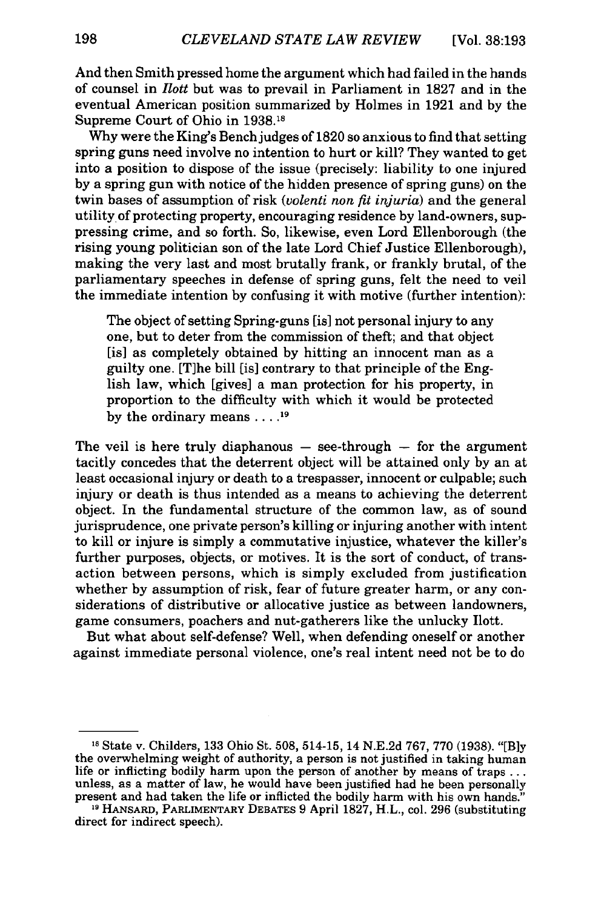And then Smith pressed home the argument which had failed in the hands of counsel in *Ilott* but was to prevail in Parliament in 1827 and in the eventual American position summarized by Holmes in 1921 and by the Supreme Court of Ohio in 1938.[18]

Why were the King's Bench judges of 1820 so anxious to find that setting spring guns need involve no intention to hurt or kill? They wanted to get into a position to dispose of the issue (precisely: liability to one injured by a spring gun with notice of the hidden presence of spring guns) on the twin bases of assumption of risk (*volenti non fit injuria*) and the general utility of protecting property, encouraging residence by land-owners, suppressing crime, and so forth. So, likewise, even Lord Ellenborough (the rising young politician son of the late Lord Chief Justice Ellenborough), making the very last and most brutally frank, or frankly brutal, of the parliamentary speeches in defense of spring guns, felt the need to veil the immediate intention by confusing it with motive (further intention):

> The object of setting Spring-guns [is] not personal injury to any one, but to deter from the commission of theft; and that object [is] as completely obtained by hitting an innocent man as a guilty one. [T]he bill [is] contrary to that principle of the English law, which [gives] a man protection for his property, in proportion to the difficulty with which it would be protected by the ordinary means . . . .[19]

The veil is here truly diaphanous — see-through — for the argument tacitly concedes that the deterrent object will be attained only by an at least occasional injury or death to a trespasser, innocent or culpable; such injury or death is thus intended as a means to achieving the deterrent object. In the fundamental structure of the common law, as of sound jurisprudence, one private person's killing or injuring another with intent to kill or injure is simply a commutative injustice, whatever the killer's further purposes, objects, or motives. It is the sort of conduct, of transaction between persons, which is simply excluded from justification whether by assumption of risk, fear of future greater harm, or any considerations of distributive or allocative justice as between landowners, game consumers, poachers and nut-gatherers like the unlucky Ilott.

But what about self-defense? Well, when defending oneself or another against immediate personal violence, one's real intent need not be to do

---

[18] State v. Childers, 133 Ohio St. 508, 514-15, 14 N.E.2d 767, 770 (1938). "[B]y the overwhelming weight of authority, a person is not justified in taking human life or inflicting bodily harm upon the person of another by means of traps . . . unless, as a matter of law, he would have been justified had he been personally present and had taken the life or inflicted the bodily harm with his own hands."

[19] HANSARD, PARLIMENTARY DEBATES 9 April 1827, H.L., col. 296 (substituting direct for indirect speech).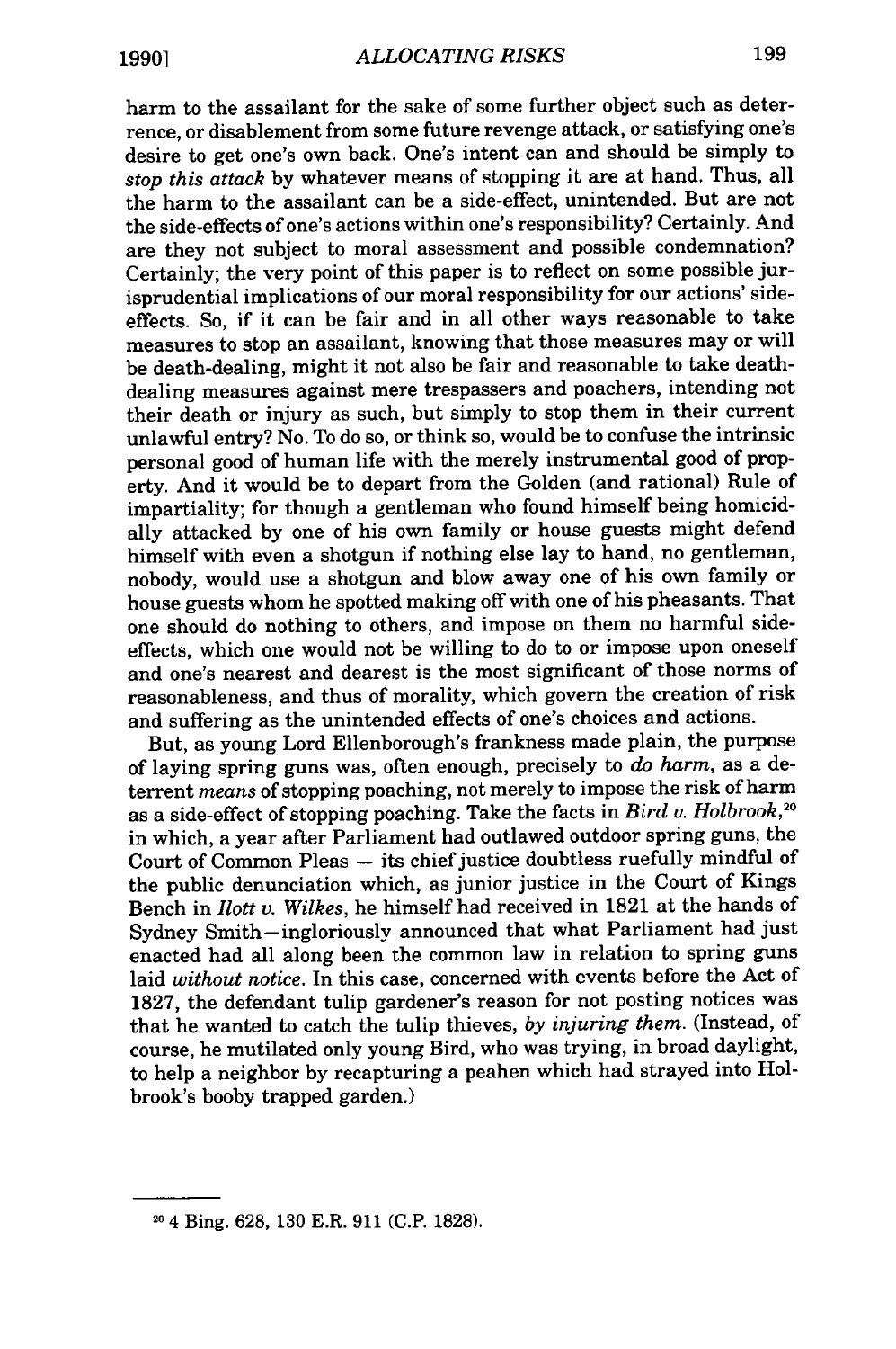harm to the assailant for the sake of some further object such as deterrence, or disablement from some future revenge attack, or satisfying one's desire to get one's own back. One's intent can and should be simply to *stop this attack* by whatever means of stopping it are at hand. Thus, all the harm to the assailant can be a side-effect, unintended. But are not the side-effects of one's actions within one's responsibility? Certainly. And are they not subject to moral assessment and possible condemnation? Certainly; the very point of this paper is to reflect on some possible jurisprudential implications of our moral responsibility for our actions' side-effects. So, if it can be fair and in all other ways reasonable to take measures to stop an assailant, knowing that those measures may or will be death-dealing, might it not also be fair and reasonable to take death-dealing measures against mere trespassers and poachers, intending not their death or injury as such, but simply to stop them in their current unlawful entry? No. To do so, or think so, would be to confuse the intrinsic personal good of human life with the merely instrumental good of property. And it would be to depart from the Golden (and rational) Rule of impartiality; for though a gentleman who found himself being homicidally attacked by one of his own family or house guests might defend himself with even a shotgun if nothing else lay to hand, no gentleman, nobody, would use a shotgun and blow away one of his own family or house guests whom he spotted making off with one of his pheasants. That one should do nothing to others, and impose on them no harmful side-effects, which one would not be willing to do to or impose upon oneself and one's nearest and dearest is the most significant of those norms of reasonableness, and thus of morality, which govern the creation of risk and suffering as the unintended effects of one's choices and actions.

But, as young Lord Ellenborough's frankness made plain, the purpose of laying spring guns was, often enough, precisely to *do harm*, as a deterrent *means* of stopping poaching, not merely to impose the risk of harm as a side-effect of stopping poaching. Take the facts in *Bird v. Holbrook*,[20] in which, a year after Parliament had outlawed outdoor spring guns, the Court of Common Pleas — its chief justice doubtless ruefully mindful of the public denunciation which, as junior justice in the Court of Kings Bench in *Ilott v. Wilkes*, he himself had received in 1821 at the hands of Sydney Smith—ingloriously announced that what Parliament had just enacted had all along been the common law in relation to spring guns laid *without notice*. In this case, concerned with events before the Act of 1827, the defendant tulip gardener's reason for not posting notices was that he wanted to catch the tulip thieves, *by injuring them*. (Instead, of course, he mutilated only young Bird, who was trying, in broad daylight, to help a neighbor by recapturing a peahen which had strayed into Holbrook's booby trapped garden.)

[20] 4 Bing. 628, 130 E.R. 911 (C.P. 1828).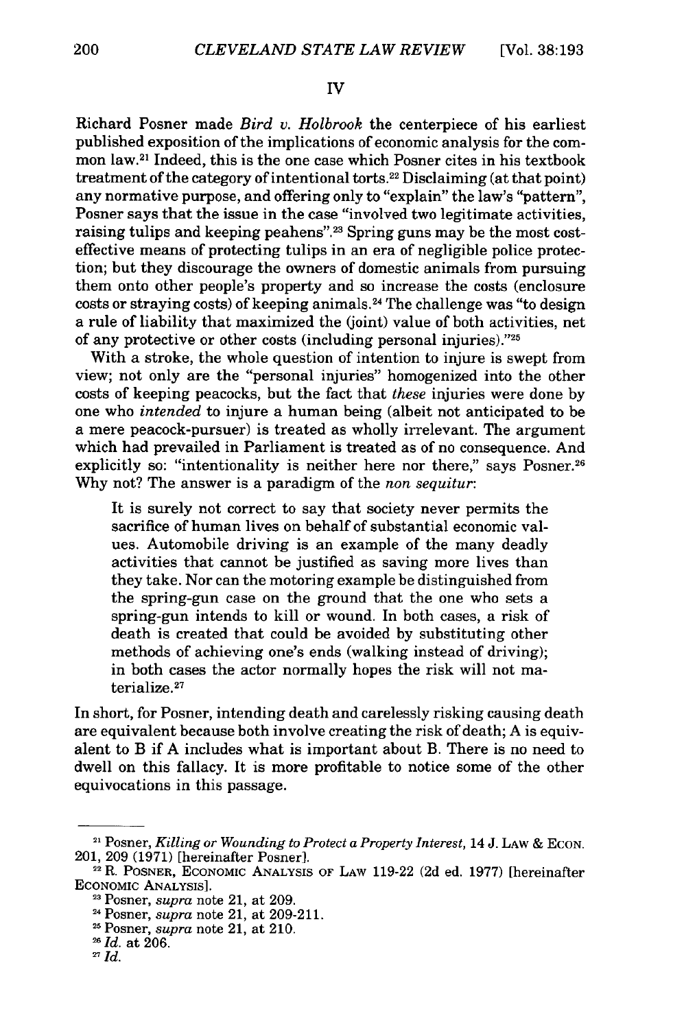## IV

Richard Posner made *Bird v. Holbrook* the centerpiece of his earliest published exposition of the implications of economic analysis for the common law.[21] Indeed, this is the one case which Posner cites in his textbook treatment of the category of intentional torts.[22] Disclaiming (at that point) any normative purpose, and offering only to "explain" the law's "pattern", Posner says that the issue in the case "involved two legitimate activities, raising tulips and keeping peahens".[23] Spring guns may be the most cost-effective means of protecting tulips in an era of negligible police protection; but they discourage the owners of domestic animals from pursuing them onto other people's property and so increase the costs (enclosure costs or straying costs) of keeping animals.[24] The challenge was "to design a rule of liability that maximized the (joint) value of both activities, net of any protective or other costs (including personal injuries)."[25]

With a stroke, the whole question of intention to injure is swept from view; not only are the "personal injuries" homogenized into the other costs of keeping peacocks, but the fact that *these* injuries were done by one who *intended* to injure a human being (albeit not anticipated to be a mere peacock-pursuer) is treated as wholly irrelevant. The argument which had prevailed in Parliament is treated as of no consequence. And explicitly so: "intentionality is neither here nor there," says Posner.[26] Why not? The answer is a paradigm of the *non sequitur*:

> It is surely not correct to say that society never permits the sacrifice of human lives on behalf of substantial economic values. Automobile driving is an example of the many deadly activities that cannot be justified as saving more lives than they take. Nor can the motoring example be distinguished from the spring-gun case on the ground that the one who sets a spring-gun intends to kill or wound. In both cases, a risk of death is created that could be avoided by substituting other methods of achieving one's ends (walking instead of driving); in both cases the actor normally hopes the risk will not materialize.[27]

In short, for Posner, intending death and carelessly risking causing death are equivalent because both involve creating the risk of death; A is equivalent to B if A includes what is important about B. There is no need to dwell on this fallacy. It is more profitable to notice some of the other equivocations in this passage.

---

[21] Posner, *Killing or Wounding to Protect a Property Interest*, 14 J. LAW & ECON. 201, 209 (1971) [hereinafter Posner].

[22] R. POSNER, ECONOMIC ANALYSIS OF LAW 119-22 (2d ed. 1977) [hereinafter ECONOMIC ANALYSIS].

[23] Posner, *supra* note 21, at 209.

[24] Posner, *supra* note 21, at 209-211.

[25] Posner, *supra* note 21, at 210.

[26] *Id.* at 206.

[27] *Id.*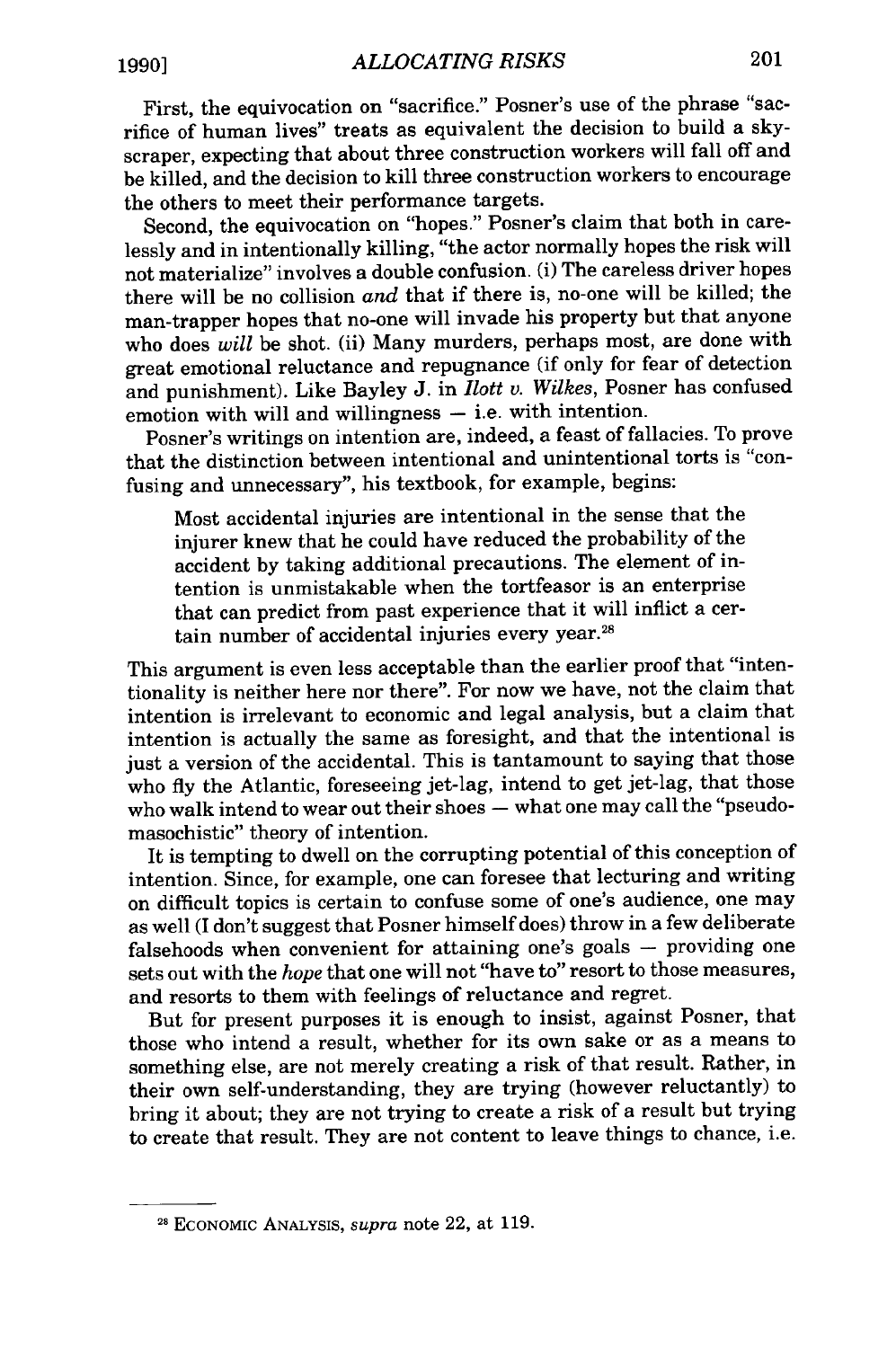First, the equivocation on "sacrifice." Posner's use of the phrase "sacrifice of human lives" treats as equivalent the decision to build a skyscraper, expecting that about three construction workers will fall off and be killed, and the decision to kill three construction workers to encourage the others to meet their performance targets.

Second, the equivocation on "hopes." Posner's claim that both in carelessly and in intentionally killing, "the actor normally hopes the risk will not materialize" involves a double confusion. (i) The careless driver hopes there will be no collision *and* that if there is, no-one will be killed; the man-trapper hopes that no-one will invade his property but that anyone who does *will* be shot. (ii) Many murders, perhaps most, are done with great emotional reluctance and repugnance (if only for fear of detection and punishment). Like Bayley J. in *Ilott v. Wilkes*, Posner has confused emotion with will and willingness — i.e. with intention.

Posner's writings on intention are, indeed, a feast of fallacies. To prove that the distinction between intentional and unintentional torts is "confusing and unnecessary", his textbook, for example, begins:

> Most accidental injuries are intentional in the sense that the injurer knew that he could have reduced the probability of the accident by taking additional precautions. The element of intention is unmistakable when the tortfeasor is an enterprise that can predict from past experience that it will inflict a certain number of accidental injuries every year.[28]

This argument is even less acceptable than the earlier proof that "intentionality is neither here nor there". For now we have, not the claim that intention is irrelevant to economic and legal analysis, but a claim that intention is actually the same as foresight, and that the intentional is just a version of the accidental. This is tantamount to saying that those who fly the Atlantic, foreseeing jet-lag, intend to get jet-lag, that those who walk intend to wear out their shoes — what one may call the "pseudo-masochistic" theory of intention.

It is tempting to dwell on the corrupting potential of this conception of intention. Since, for example, one can foresee that lecturing and writing on difficult topics is certain to confuse some of one's audience, one may as well (I don't suggest that Posner himself does) throw in a few deliberate falsehoods when convenient for attaining one's goals — providing one sets out with the *hope* that one will not "have to" resort to those measures, and resorts to them with feelings of reluctance and regret.

But for present purposes it is enough to insist, against Posner, that those who intend a result, whether for its own sake or as a means to something else, are not merely creating a risk of that result. Rather, in their own self-understanding, they are trying (however reluctantly) to bring it about; they are not trying to create a risk of a result but trying to create that result. They are not content to leave things to chance, i.e.

---

[28] ECONOMIC ANALYSIS, *supra* note 22, at 119.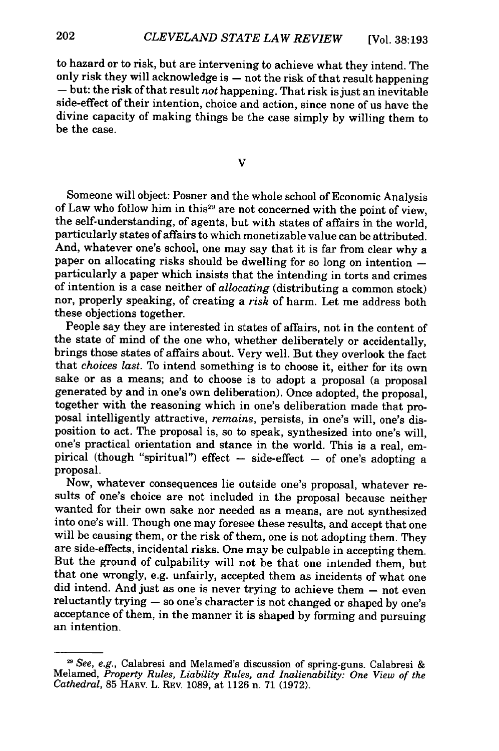to hazard or to risk, but are intervening to achieve what they intend. The only risk they will acknowledge is — not the risk of that result happening — but: the risk of that result *not* happening. That risk is just an inevitable side-effect of their intention, choice and action, since none of us have the divine capacity of making things be the case simply by willing them to be the case.

## V

Someone will object: Posner and the whole school of Economic Analysis of Law who follow him in this[29] are not concerned with the point of view, the self-understanding, of agents, but with states of affairs in the world, particularly states of affairs to which monetizable value can be attributed. And, whatever one's school, one may say that it is far from clear why a paper on allocating risks should be dwelling for so long on intention — particularly a paper which insists that the intending in torts and crimes of intention is a case neither of *allocating* (distributing a common stock) nor, properly speaking, of creating a *risk* of harm. Let me address both these objections together.

People say they are interested in states of affairs, not in the content of the state of mind of the one who, whether deliberately or accidentally, brings those states of affairs about. Very well. But they overlook the fact that *choices last*. To intend something is to choose it, either for its own sake or as a means; and to choose is to adopt a proposal (a proposal generated by and in one's own deliberation). Once adopted, the proposal, together with the reasoning which in one's deliberation made that proposal intelligently attractive, *remains*, persists, in one's will, one's disposition to act. The proposal is, so to speak, synthesized into one's will, one's practical orientation and stance in the world. This is a real, empirical (though "spiritual") effect — side-effect — of one's adopting a proposal.

Now, whatever consequences lie outside one's proposal, whatever results of one's choice are not included in the proposal because neither wanted for their own sake nor needed as a means, are not synthesized into one's will. Though one may foresee these results, and accept that one will be causing them, or the risk of them, one is not adopting them. They are side-effects, incidental risks. One may be culpable in accepting them. But the ground of culpability will not be that one intended them, but that one wrongly, e.g. unfairly, accepted them as incidents of what one did intend. And just as one is never trying to achieve them — not even reluctantly trying — so one's character is not changed or shaped by one's acceptance of them, in the manner it is shaped by forming and pursuing an intention.

---

[29] *See, e.g.*, Calabresi and Melamed's discussion of spring-guns. Calabresi & Melamed, *Property Rules, Liability Rules, and Inalienability: One View of the Cathedral*, 85 HARV. L. REV. 1089, at 1126 n. 71 (1972).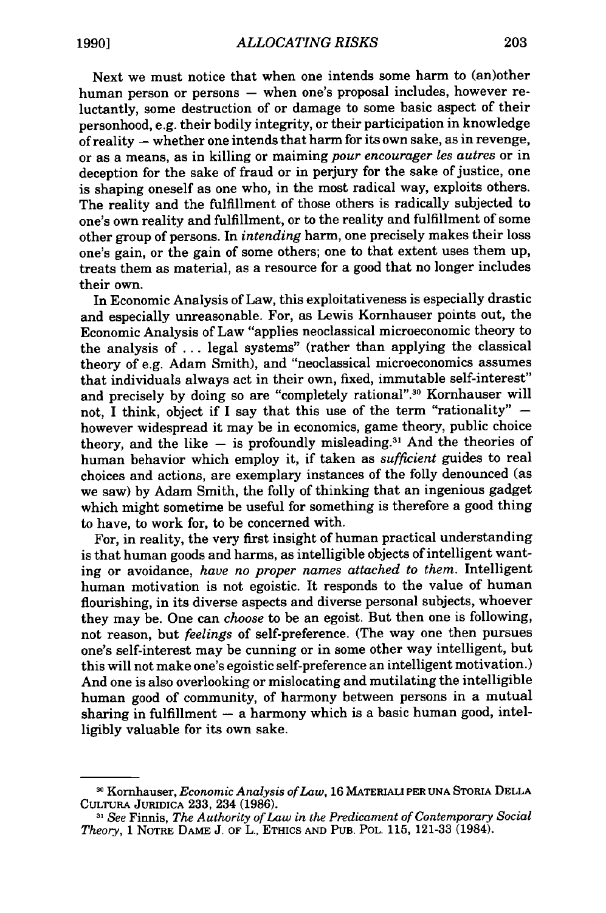Next we must notice that when one intends some harm to (an)other human person or persons — when one's proposal includes, however reluctantly, some destruction of or damage to some basic aspect of their personhood, e.g. their bodily integrity, or their participation in knowledge of reality — whether one intends that harm for its own sake, as in revenge, or as a means, as in killing or maiming *pour encourager les autres* or in deception for the sake of fraud or in perjury for the sake of justice, one is shaping oneself as one who, in the most radical way, exploits others. The reality and the fulfillment of those others is radically subjected to one's own reality and fulfillment, or to the reality and fulfillment of some other group of persons. In *intending* harm, one precisely makes their loss one's gain, or the gain of some others; one to that extent uses them up, treats them as material, as a resource for a good that no longer includes their own.

In Economic Analysis of Law, this exploitativeness is especially drastic and especially unreasonable. For, as Lewis Kornhauser points out, the Economic Analysis of Law "applies neoclassical microeconomic theory to the analysis of . . . legal systems" (rather than applying the classical theory of e.g. Adam Smith), and "neoclassical microeconomics assumes that individuals always act in their own, fixed, immutable self-interest" and precisely by doing so are "completely rational".[30] Kornhauser will not, I think, object if I say that this use of the term "rationality" — however widespread it may be in economics, game theory, public choice theory, and the like — is profoundly misleading.[31] And the theories of human behavior which employ it, if taken as *sufficient* guides to real choices and actions, are exemplary instances of the folly denounced (as we saw) by Adam Smith, the folly of thinking that an ingenious gadget which might sometime be useful for something is therefore a good thing to have, to work for, to be concerned with.

For, in reality, the very first insight of human practical understanding is that human goods and harms, as intelligible objects of intelligent wanting or avoidance, *have no proper names attached to them.* Intelligent human motivation is not egoistic. It responds to the value of human flourishing, in its diverse aspects and diverse personal subjects, whoever they may be. One can *choose* to be an egoist. But then one is following, not reason, but *feelings* of self-preference. (The way one then pursues one's self-interest may be cunning or in some other way intelligent, but this will not make one's egoistic self-preference an intelligent motivation.) And one is also overlooking or mislocating and mutilating the intelligible human good of community, of harmony between persons in a mutual sharing in fulfillment — a harmony which is a basic human good, intelligibly valuable for its own sake.

---

[30] Kornhauser, *Economic Analysis of Law*, 16 MATERIALI PER UNA STORIA DELLA CULTURA JURIDICA 233, 234 (1986).

[31] *See* Finnis, *The Authority of Law in the Predicament of Contemporary Social Theory*, 1 NOTRE DAME J. OF L., ETHICS AND PUB. POL. 115, 121-33 (1984).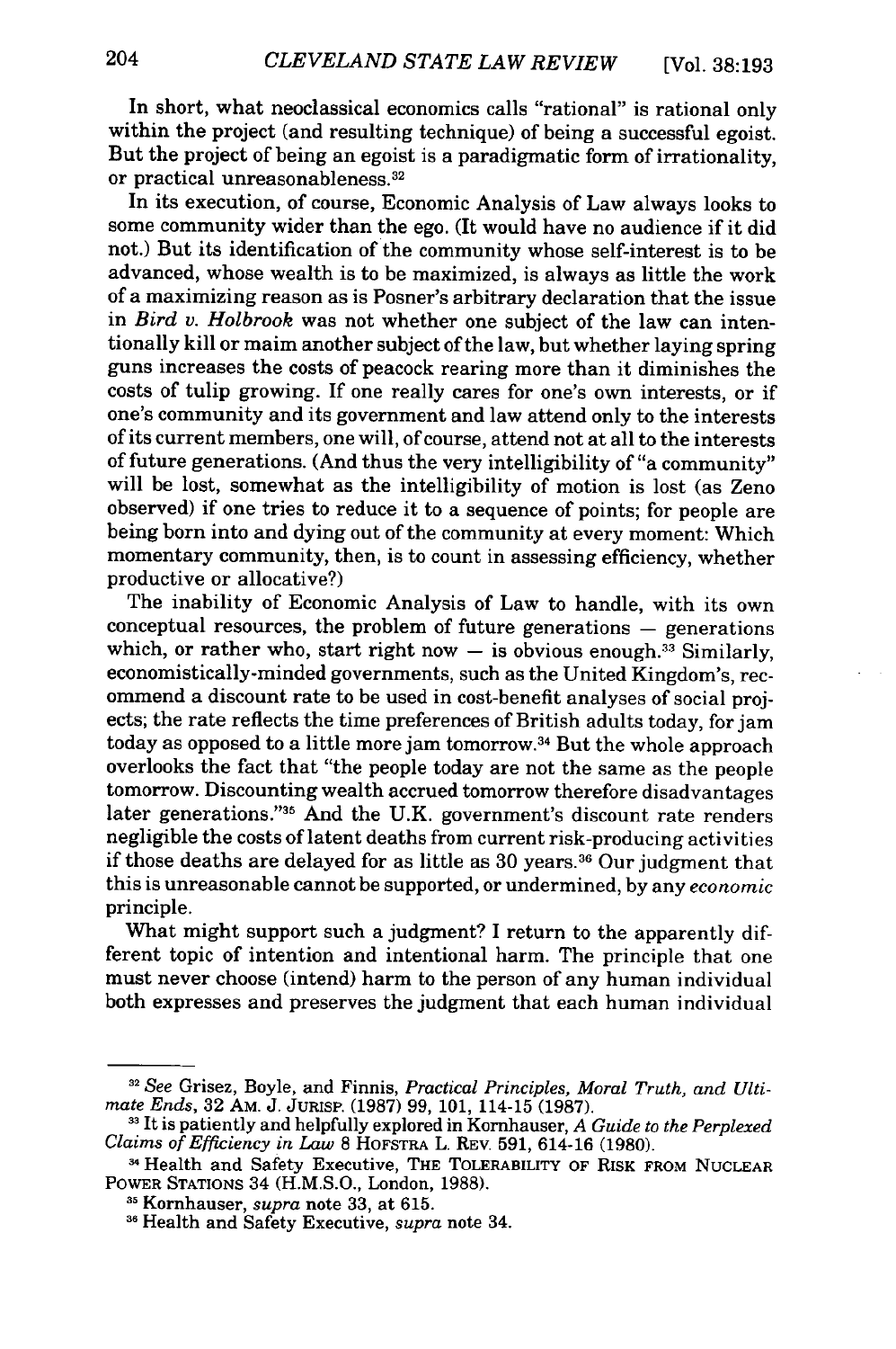In short, what neoclassical economics calls "rational" is rational only within the project (and resulting technique) of being a successful egoist. But the project of being an egoist is a paradigmatic form of irrationality, or practical unreasonableness.[32]

In its execution, of course, Economic Analysis of Law always looks to some community wider than the ego. (It would have no audience if it did not.) But its identification of the community whose self-interest is to be advanced, whose wealth is to be maximized, is always as little the work of a maximizing reason as is Posner's arbitrary declaration that the issue in *Bird v. Holbrook* was not whether one subject of the law can intentionally kill or maim another subject of the law, but whether laying spring guns increases the costs of peacock rearing more than it diminishes the costs of tulip growing. If one really cares for one's own interests, or if one's community and its government and law attend only to the interests of its current members, one will, of course, attend not at all to the interests of future generations. (And thus the very intelligibility of "a community" will be lost, somewhat as the intelligibility of motion is lost (as Zeno observed) if one tries to reduce it to a sequence of points; for people are being born into and dying out of the community at every moment: Which momentary community, then, is to count in assessing efficiency, whether productive or allocative?)

The inability of Economic Analysis of Law to handle, with its own conceptual resources, the problem of future generations — generations which, or rather who, start right now — is obvious enough.[33] Similarly, economistically-minded governments, such as the United Kingdom's, recommend a discount rate to be used in cost-benefit analyses of social projects; the rate reflects the time preferences of British adults today, for jam today as opposed to a little more jam tomorrow.[34] But the whole approach overlooks the fact that "the people today are not the same as the people tomorrow. Discounting wealth accrued tomorrow therefore disadvantages later generations."[35] And the U.K. government's discount rate renders negligible the costs of latent deaths from current risk-producing activities if those deaths are delayed for as little as 30 years.[36] Our judgment that this is unreasonable cannot be supported, or undermined, by any *economic* principle.

What might support such a judgment? I return to the apparently different topic of intention and intentional harm. The principle that one must never choose (intend) harm to the person of any human individual both expresses and preserves the judgment that each human individual

---

[32] *See* Grisez, Boyle, and Finnis, *Practical Principles, Moral Truth, and Ultimate Ends*, 32 AM. J. JURISP. (1987) 99, 101, 114-15 (1987).

[33] It is patiently and helpfully explored in Kornhauser, *A Guide to the Perplexed Claims of Efficiency in Law* 8 HOFSTRA L. REV. 591, 614-16 (1980).

[34] Health and Safety Executive, THE TOLERABILITY OF RISK FROM NUCLEAR POWER STATIONS 34 (H.M.S.O., London, 1988).

[35] Kornhauser, *supra* note 33, at 615.

[36] Health and Safety Executive, *supra* note 34.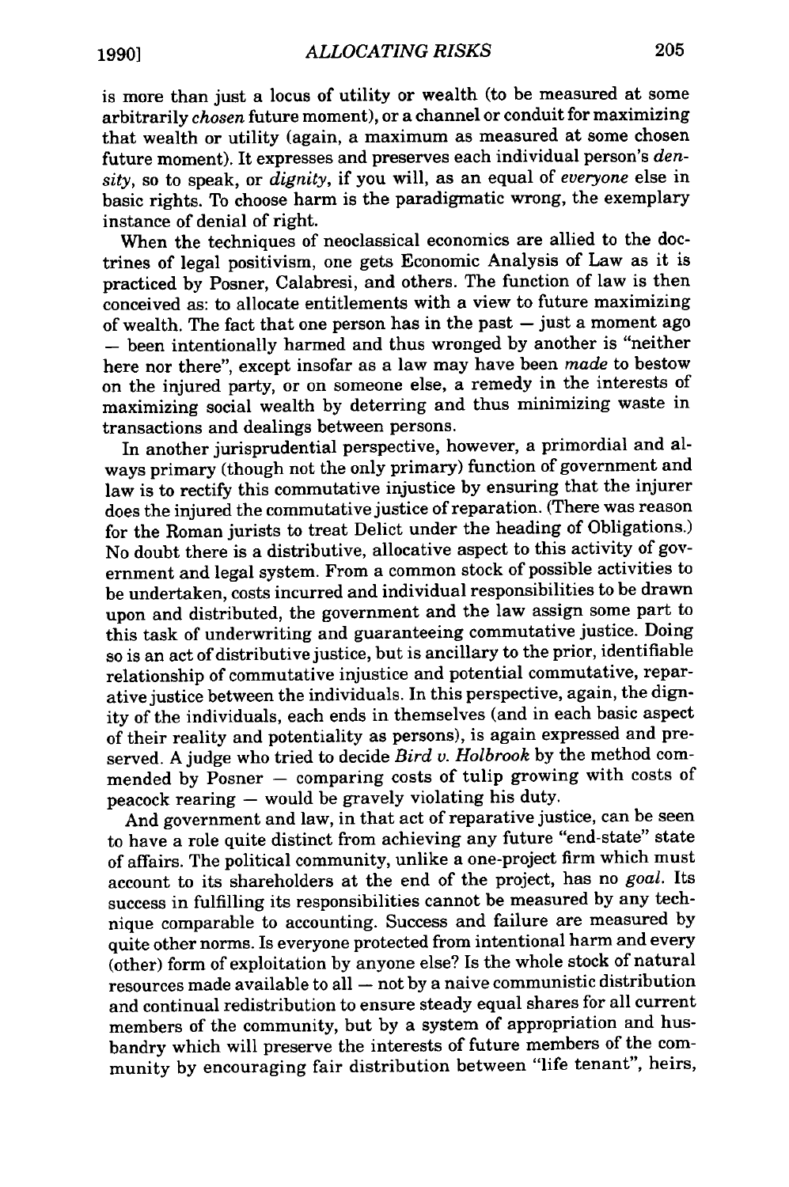is more than just a locus of utility or wealth (to be measured at some arbitrarily *chosen* future moment), or a channel or conduit for maximizing that wealth or utility (again, a maximum as measured at some chosen future moment). It expresses and preserves each individual person's *density*, so to speak, or *dignity*, if you will, as an equal of *everyone* else in basic rights. To choose harm is the paradigmatic wrong, the exemplary instance of denial of right.

When the techniques of neoclassical economics are allied to the doctrines of legal positivism, one gets Economic Analysis of Law as it is practiced by Posner, Calabresi, and others. The function of law is then conceived as: to allocate entitlements with a view to future maximizing of wealth. The fact that one person has in the past — just a moment ago — been intentionally harmed and thus wronged by another is "neither here nor there", except insofar as a law may have been *made* to bestow on the injured party, or on someone else, a remedy in the interests of maximizing social wealth by deterring and thus minimizing waste in transactions and dealings between persons.

In another jurisprudential perspective, however, a primordial and always primary (though not the only primary) function of government and law is to rectify this commutative injustice by ensuring that the injurer does the injured the commutative justice of reparation. (There was reason for the Roman jurists to treat Delict under the heading of Obligations.) No doubt there is a distributive, allocative aspect to this activity of government and legal system. From a common stock of possible activities to be undertaken, costs incurred and individual responsibilities to be drawn upon and distributed, the government and the law assign some part to this task of underwriting and guaranteeing commutative justice. Doing so is an act of distributive justice, but is ancillary to the prior, identifiable relationship of commutative injustice and potential commutative, reparative justice between the individuals. In this perspective, again, the dignity of the individuals, each ends in themselves (and in each basic aspect of their reality and potentiality as persons), is again expressed and preserved. A judge who tried to decide *Bird v. Holbrook* by the method commended by Posner — comparing costs of tulip growing with costs of peacock rearing — would be gravely violating his duty.

And government and law, in that act of reparative justice, can be seen to have a role quite distinct from achieving any future "end-state" state of affairs. The political community, unlike a one-project firm which must account to its shareholders at the end of the project, has no *goal*. Its success in fulfilling its responsibilities cannot be measured by any technique comparable to accounting. Success and failure are measured by quite other norms. Is everyone protected from intentional harm and every (other) form of exploitation by anyone else? Is the whole stock of natural resources made available to all — not by a naive communistic distribution and continual redistribution to ensure steady equal shares for all current members of the community, but by a system of appropriation and husbandry which will preserve the interests of future members of the community by encouraging fair distribution between "life tenant", heirs,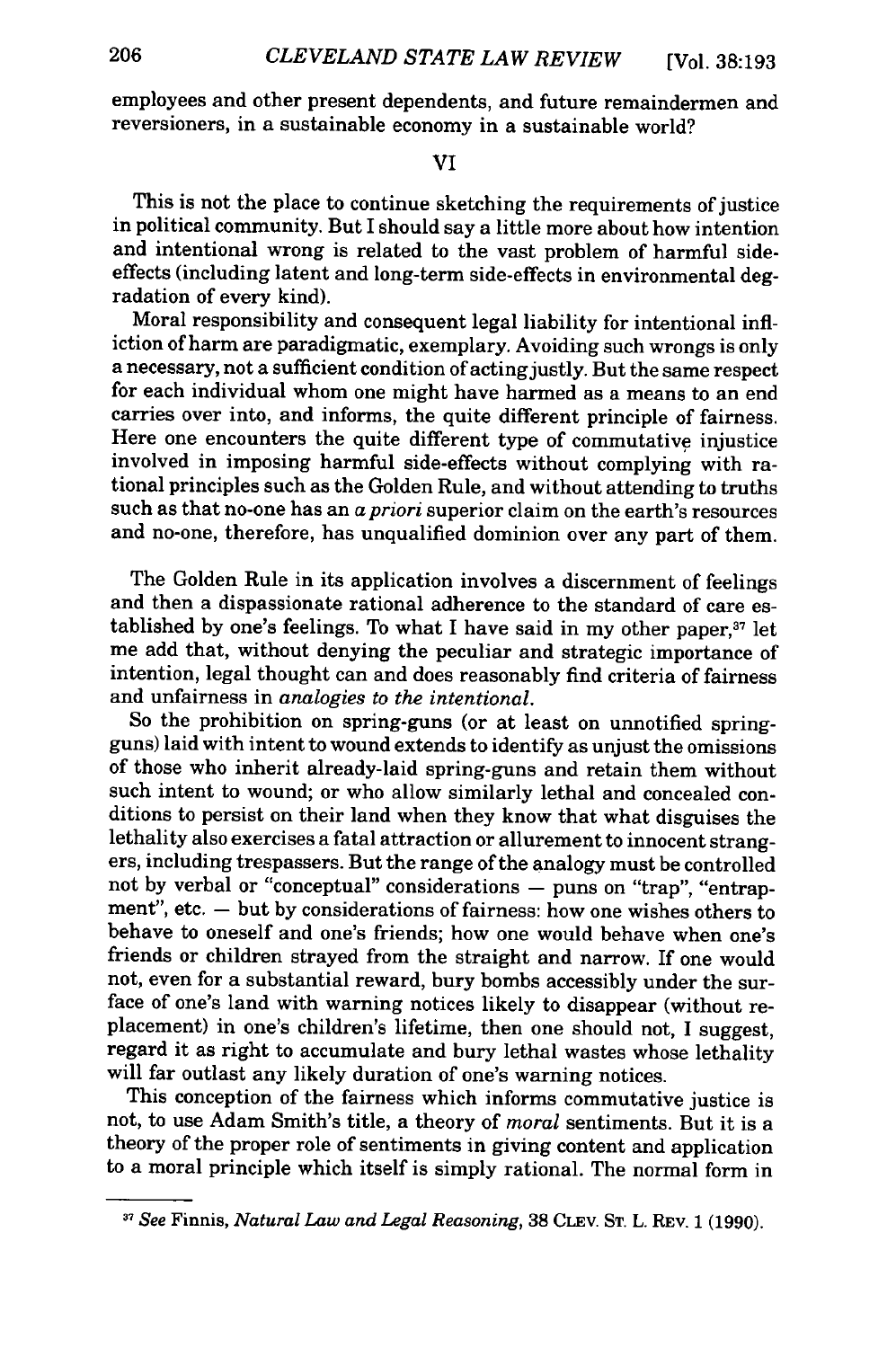employees and other present dependents, and future remaindermen and reversioners, in a sustainable economy in a sustainable world?

## VI

This is not the place to continue sketching the requirements of justice in political community. But I should say a little more about how intention and intentional wrong is related to the vast problem of harmful side-effects (including latent and long-term side-effects in environmental degradation of every kind).

Moral responsibility and consequent legal liability for intentional infliction of harm are paradigmatic, exemplary. Avoiding such wrongs is only a necessary, not a sufficient condition of acting justly. But the same respect for each individual whom one might have harmed as a means to an end carries over into, and informs, the quite different principle of fairness. Here one encounters the quite different type of commutative injustice involved in imposing harmful side-effects without complying with rational principles such as the Golden Rule, and without attending to truths such as that no-one has an *a priori* superior claim on the earth's resources and no-one, therefore, has unqualified dominion over any part of them.

The Golden Rule in its application involves a discernment of feelings and then a dispassionate rational adherence to the standard of care established by one's feelings. To what I have said in my other paper,[37] let me add that, without denying the peculiar and strategic importance of intention, legal thought can and does reasonably find criteria of fairness and unfairness in *analogies to the intentional*.

So the prohibition on spring-guns (or at least on unnotified spring-guns) laid with intent to wound extends to identify as unjust the omissions of those who inherit already-laid spring-guns and retain them without such intent to wound; or who allow similarly lethal and concealed conditions to persist on their land when they know that what disguises the lethality also exercises a fatal attraction or allurement to innocent strangers, including trespassers. But the range of the analogy must be controlled not by verbal or "conceptual" considerations — puns on "trap", "entrapment", etc. — but by considerations of fairness: how one wishes others to behave to oneself and one's friends; how one would behave when one's friends or children strayed from the straight and narrow. If one would not, even for a substantial reward, bury bombs accessibly under the surface of one's land with warning notices likely to disappear (without replacement) in one's children's lifetime, then one should not, I suggest, regard it as right to accumulate and bury lethal wastes whose lethality will far outlast any likely duration of one's warning notices.

This conception of the fairness which informs commutative justice is not, to use Adam Smith's title, a theory of *moral* sentiments. But it is a theory of the proper role of sentiments in giving content and application to a moral principle which itself is simply rational. The normal form in

---

[37] *See* Finnis, *Natural Law and Legal Reasoning*, 38 CLEV. ST. L. REV. 1 (1990).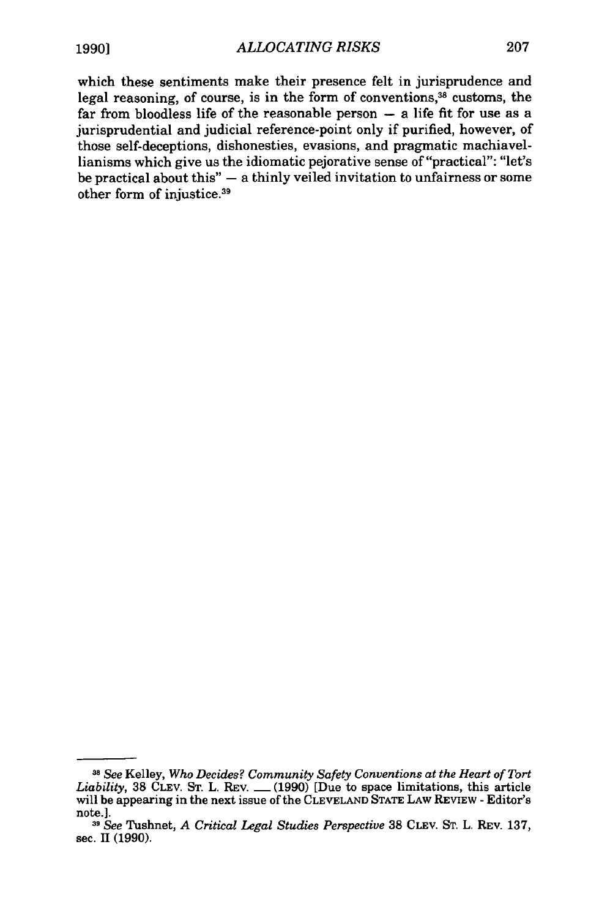which these sentiments make their presence felt in jurisprudence and legal reasoning, of course, is in the form of conventions,[38] customs, the far from bloodless life of the reasonable person — a life fit for use as a jurisprudential and judicial reference-point only if purified, however, of those self-deceptions, dishonesties, evasions, and pragmatic machiavellianisms which give us the idiomatic pejorative sense of "practical": "let's be practical about this" — a thinly veiled invitation to unfairness or some other form of injustice.[39]

---

[38] *See* Kelley, *Who Decides? Community Safety Conventions at the Heart of Tort Liability*, 38 CLEV. ST. L. REV. ___ (1990) [Due to space limitations, this article will be appearing in the next issue of the CLEVELAND STATE LAW REVIEW - Editor's note.].

[39] *See* Tushnet, *A Critical Legal Studies Perspective* 38 CLEV. ST. L. REV. 137, sec. II (1990).